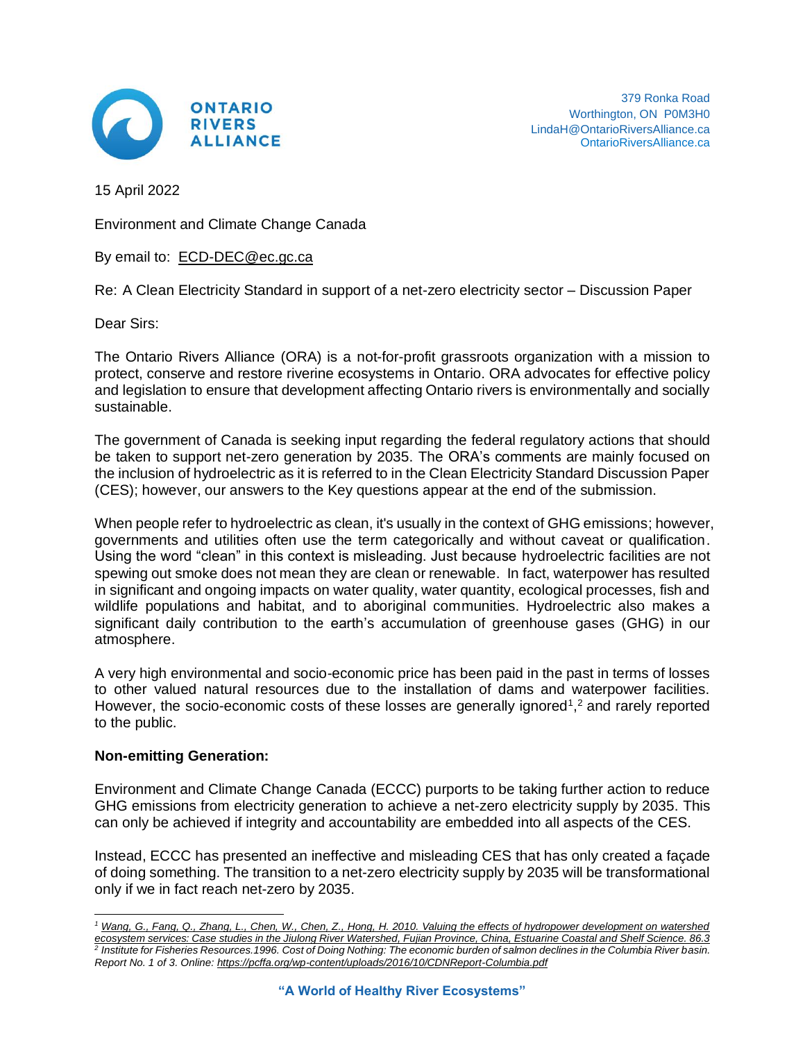**ONTARIO RIVERS ALLIANCE**

379 Ronka Road
Worthington, ON P0M3H0
LindaH@OntarioRiversAlliance.ca
OntarioRiversAlliance.ca

15 April 2022

Environment and Climate Change Canada

By email to: ECD-DEC@ec.gc.ca

Re: A Clean Electricity Standard in support of a net-zero electricity sector – Discussion Paper

Dear Sirs:

The Ontario Rivers Alliance (ORA) is a not-for-profit grassroots organization with a mission to protect, conserve and restore riverine ecosystems in Ontario. ORA advocates for effective policy and legislation to ensure that development affecting Ontario rivers is environmentally and socially sustainable.

The government of Canada is seeking input regarding the federal regulatory actions that should be taken to support net-zero generation by 2035. The ORA's comments are mainly focused on the inclusion of hydroelectric as it is referred to in the Clean Electricity Standard Discussion Paper (CES); however, our answers to the Key questions appear at the end of the submission.

When people refer to hydroelectric as clean, it's usually in the context of GHG emissions; however, governments and utilities often use the term categorically and without caveat or qualification. Using the word "clean" in this context is misleading. Just because hydroelectric facilities are not spewing out smoke does not mean they are clean or renewable. In fact, waterpower has resulted in significant and ongoing impacts on water quality, water quantity, ecological processes, fish and wildlife populations and habitat, and to aboriginal communities. Hydroelectric also makes a significant daily contribution to the earth's accumulation of greenhouse gases (GHG) in our atmosphere.

A very high environmental and socio-economic price has been paid in the past in terms of losses to other valued natural resources due to the installation of dams and waterpower facilities. However, the socio-economic costs of these losses are generally ignored[1],[2] and rarely reported to the public.

**Non-emitting Generation:**

Environment and Climate Change Canada (ECCC) purports to be taking further action to reduce GHG emissions from electricity generation to achieve a net-zero electricity supply by 2035. This can only be achieved if integrity and accountability are embedded into all aspects of the CES.

Instead, ECCC has presented an ineffective and misleading CES that has only created a façade of doing something. The transition to a net-zero electricity supply by 2035 will be transformational only if we in fact reach net-zero by 2035.

---

[1] *Wang, G., Fang, Q., Zhang, L., Chen, W., Chen, Z., Hong, H. 2010. Valuing the effects of hydropower development on watershed ecosystem services: Case studies in the Jiulong River Watershed, Fujian Province, China, Estuarine Coastal and Shelf Science. 86.3*

[2] *Institute for Fisheries Resources.1996. Cost of Doing Nothing: The economic burden of salmon declines in the Columbia River basin. Report No. 1 of 3. Online: https://pcffa.org/wp-content/uploads/2016/10/CDNReport-Columbia.pdf*

**"A World of Healthy River Ecosystems"**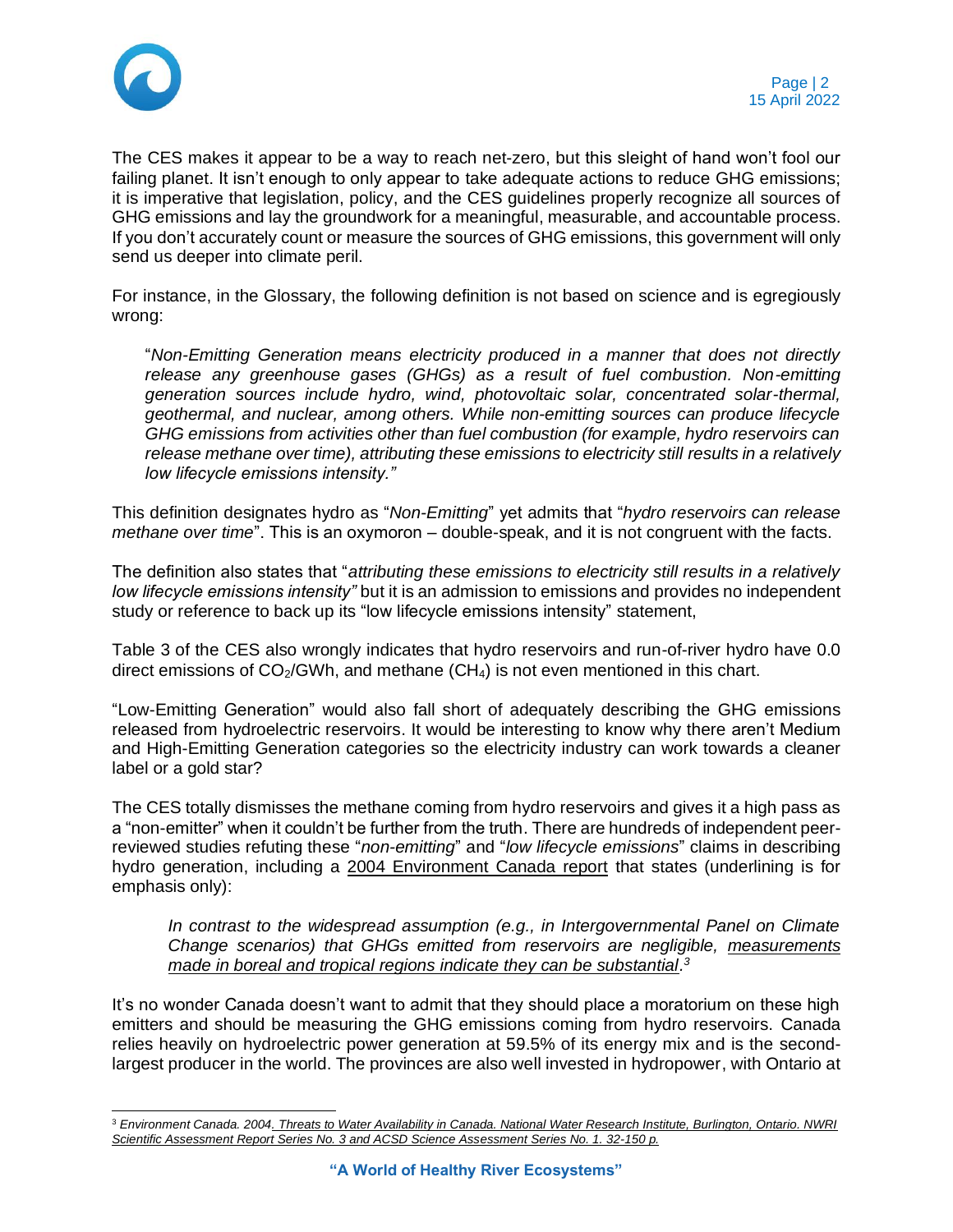The CES makes it appear to be a way to reach net-zero, but this sleight of hand won't fool our failing planet. It isn't enough to only appear to take adequate actions to reduce GHG emissions; it is imperative that legislation, policy, and the CES guidelines properly recognize all sources of GHG emissions and lay the groundwork for a meaningful, measurable, and accountable process. If you don't accurately count or measure the sources of GHG emissions, this government will only send us deeper into climate peril.

For instance, in the Glossary, the following definition is not based on science and is egregiously wrong:

> "*Non-Emitting Generation means electricity produced in a manner that does not directly release any greenhouse gases (GHGs) as a result of fuel combustion. Non-emitting generation sources include hydro, wind, photovoltaic solar, concentrated solar-thermal, geothermal, and nuclear, among others. While non-emitting sources can produce lifecycle GHG emissions from activities other than fuel combustion (for example, hydro reservoirs can release methane over time), attributing these emissions to electricity still results in a relatively low lifecycle emissions intensity.*"

This definition designates hydro as "*Non-Emitting*" yet admits that "*hydro reservoirs can release methane over time*". This is an oxymoron – double-speak, and it is not congruent with the facts.

The definition also states that "*attributing these emissions to electricity still results in a relatively low lifecycle emissions intensity*" but it is an admission to emissions and provides no independent study or reference to back up its "low lifecycle emissions intensity" statement,

Table 3 of the CES also wrongly indicates that hydro reservoirs and run-of-river hydro have 0.0 direct emissions of $CO_2$/GWh, and methane ($CH_4$) is not even mentioned in this chart.

"Low-Emitting Generation" would also fall short of adequately describing the GHG emissions released from hydroelectric reservoirs. It would be interesting to know why there aren't Medium and High-Emitting Generation categories so the electricity industry can work towards a cleaner label or a gold star?

The CES totally dismisses the methane coming from hydro reservoirs and gives it a high pass as a "non-emitter" when it couldn't be further from the truth. There are hundreds of independent peer-reviewed studies refuting these "*non-emitting*" and "*low lifecycle emissions*" claims in describing hydro generation, including a 2004 Environment Canada report that states (underlining is for emphasis only):

> *In contrast to the widespread assumption (e.g., in Intergovernmental Panel on Climate Change scenarios) that GHGs emitted from reservoirs are negligible, measurements made in boreal and tropical regions indicate they can be substantial.*[3]

It's no wonder Canada doesn't want to admit that they should place a moratorium on these high emitters and should be measuring the GHG emissions coming from hydro reservoirs. Canada relies heavily on hydroelectric power generation at 59.5% of its energy mix and is the second-largest producer in the world. The provinces are also well invested in hydropower, with Ontario at

---

[3] *Environment Canada. 2004. Threats to Water Availability in Canada. National Water Research Institute, Burlington, Ontario. NWRI Scientific Assessment Report Series No. 3 and ACSD Science Assessment Series No. 1. 32-150 p.*

**"A World of Healthy River Ecosystems"**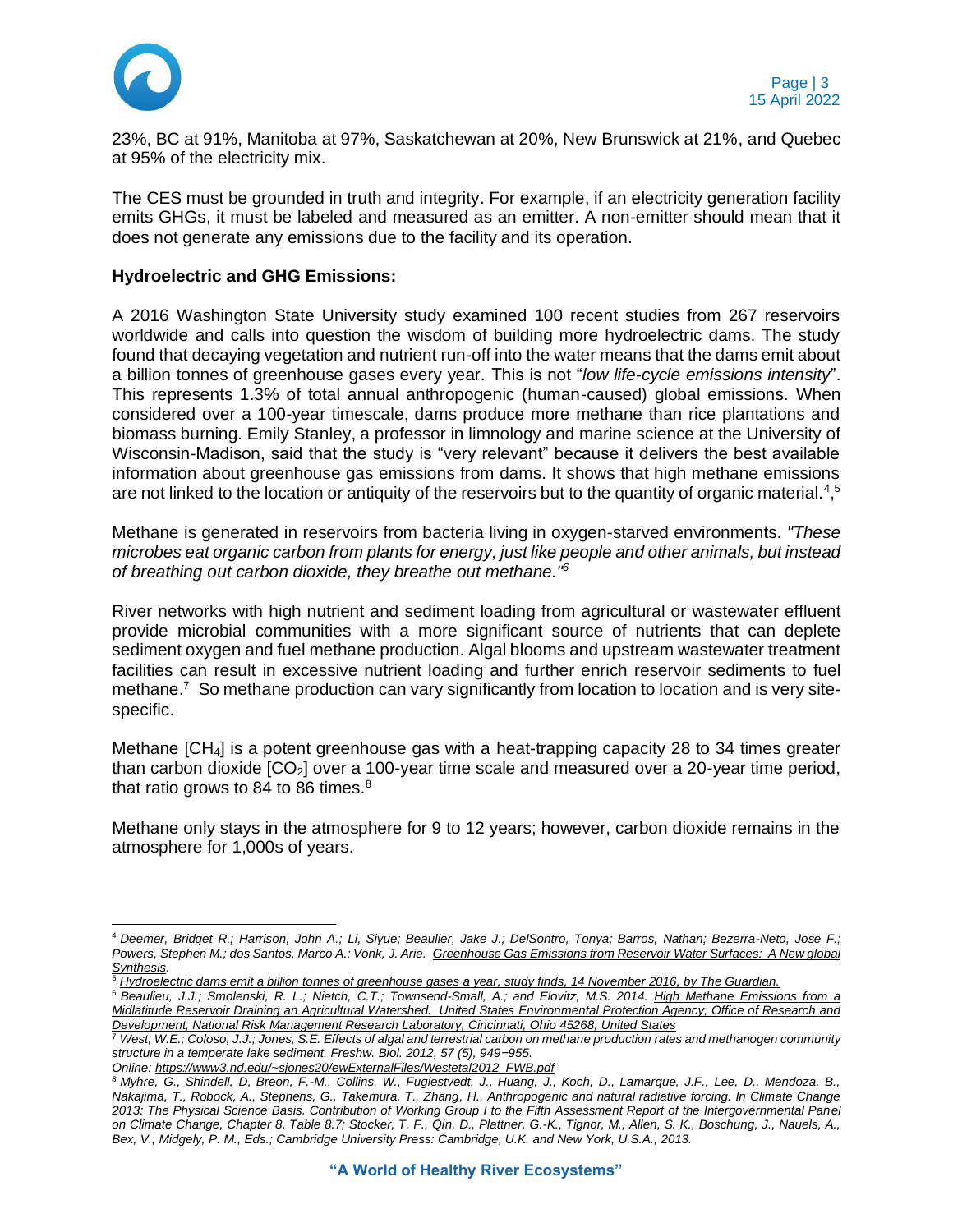23%, BC at 91%, Manitoba at 97%, Saskatchewan at 20%, New Brunswick at 21%, and Quebec at 95% of the electricity mix.

The CES must be grounded in truth and integrity. For example, if an electricity generation facility emits GHGs, it must be labeled and measured as an emitter. A non-emitter should mean that it does not generate any emissions due to the facility and its operation.

**Hydroelectric and GHG Emissions:**

A 2016 Washington State University study examined 100 recent studies from 267 reservoirs worldwide and calls into question the wisdom of building more hydroelectric dams. The study found that decaying vegetation and nutrient run-off into the water means that the dams emit about a billion tonnes of greenhouse gases every year. This is not "*low life-cycle emissions intensity*". This represents 1.3% of total annual anthropogenic (human-caused) global emissions. When considered over a 100-year timescale, dams produce more methane than rice plantations and biomass burning. Emily Stanley, a professor in limnology and marine science at the University of Wisconsin-Madison, said that the study is "very relevant" because it delivers the best available information about greenhouse gas emissions from dams. It shows that high methane emissions are not linked to the location or antiquity of the reservoirs but to the quantity of organic material.[4],[5]

Methane is generated in reservoirs from bacteria living in oxygen-starved environments. *"These microbes eat organic carbon from plants for energy, just like people and other animals, but instead of breathing out carbon dioxide, they breathe out methane."*[6]

River networks with high nutrient and sediment loading from agricultural or wastewater effluent provide microbial communities with a more significant source of nutrients that can deplete sediment oxygen and fuel methane production. Algal blooms and upstream wastewater treatment facilities can result in excessive nutrient loading and further enrich reservoir sediments to fuel methane.[7] So methane production can vary significantly from location to location and is very site-specific.

Methane [$CH_4$] is a potent greenhouse gas with a heat-trapping capacity 28 to 34 times greater than carbon dioxide [$CO_2$] over a 100-year time scale and measured over a 20-year time period, that ratio grows to 84 to 86 times.[8]

Methane only stays in the atmosphere for 9 to 12 years; however, carbon dioxide remains in the atmosphere for 1,000s of years.

---

[4] *Deemer, Bridget R.; Harrison, John A.; Li, Siyue; Beaulier, Jake J.; DelSontro, Tonya; Barros, Nathan; Bezerra-Neto, Jose F.; Powers, Stephen M.; dos Santos, Marco A.; Vonk, J. Arie. Greenhouse Gas Emissions from Reservoir Water Surfaces: A New global Synthesis.*

[5] *Hydroelectric dams emit a billion tonnes of greenhouse gases a year, study finds, 14 November 2016, by The Guardian.*

[6] *Beaulieu, J.J.; Smolenski, R. L.; Nietch, C.T.; Townsend-Small, A.; and Elovitz, M.S. 2014. High Methane Emissions from a Midlatitude Reservoir Draining an Agricultural Watershed. United States Environmental Protection Agency, Office of Research and Development, National Risk Management Research Laboratory, Cincinnati, Ohio 45268, United States*

[7] *West, W.E.; Coloso, J.J.; Jones, S.E. Effects of algal and terrestrial carbon on methane production rates and methanogen community structure in a temperate lake sediment. Freshw. Biol. 2012, 57 (5), 949−955.*
*Online: https://www3.nd.edu/~sjones20/ewExternalFiles/Westetal2012_FWB.pdf*

[8] *Myhre, G., Shindell, D, Breon, F.-M., Collins, W., Fuglestvedt, J., Huang, J., Koch, D., Lamarque, J.F., Lee, D., Mendoza, B., Nakajima, T., Robock, A., Stephens, G., Takemura, T., Zhang, H., Anthropogenic and natural radiative forcing. In Climate Change 2013: The Physical Science Basis. Contribution of Working Group I to the Fifth Assessment Report of the Intergovernmental Panel on Climate Change, Chapter 8, Table 8.7; Stocker, T. F., Qin, D., Plattner, G.-K., Tignor, M., Allen, S. K., Boschung, J., Nauels, A., Bex, V., Midgely, P. M., Eds.; Cambridge University Press: Cambridge, U.K. and New York, U.S.A., 2013.*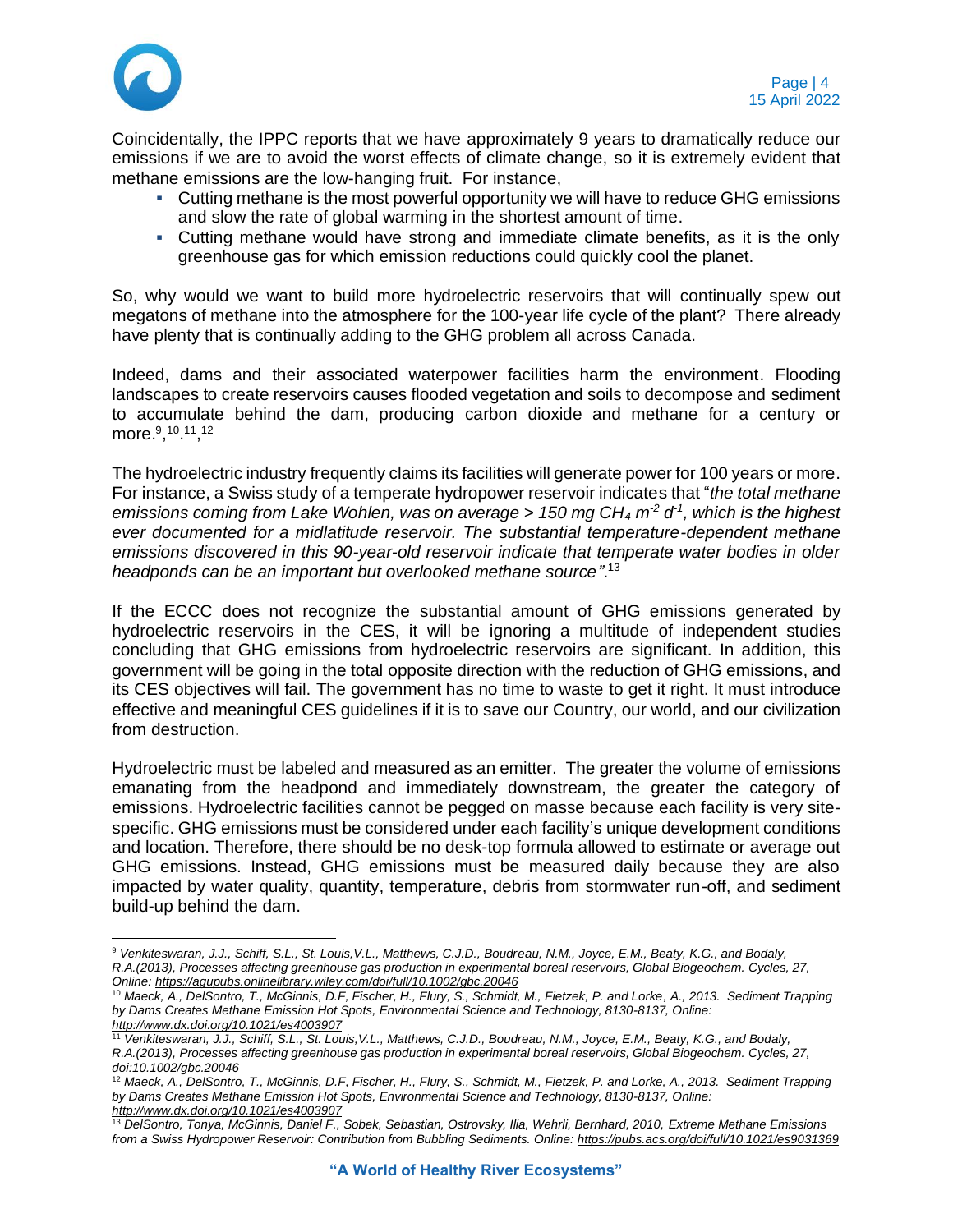Coincidentally, the IPPC reports that we have approximately 9 years to dramatically reduce our emissions if we are to avoid the worst effects of climate change, so it is extremely evident that methane emissions are the low-hanging fruit. For instance,

- Cutting methane is the most powerful opportunity we will have to reduce GHG emissions and slow the rate of global warming in the shortest amount of time.
- Cutting methane would have strong and immediate climate benefits, as it is the only greenhouse gas for which emission reductions could quickly cool the planet.

So, why would we want to build more hydroelectric reservoirs that will continually spew out megatons of methane into the atmosphere for the 100-year life cycle of the plant? There already have plenty that is continually adding to the GHG problem all across Canada.

Indeed, dams and their associated waterpower facilities harm the environment. Flooding landscapes to create reservoirs causes flooded vegetation and soils to decompose and sediment to accumulate behind the dam, producing carbon dioxide and methane for a century or more.[9],[10].[11],[12]

The hydroelectric industry frequently claims its facilities will generate power for 100 years or more. For instance, a Swiss study of a temperate hydropower reservoir indicates that "*the total methane emissions coming from Lake Wohlen, was on average > 150 mg $CH_4$ $m^{-2}$ $d^{-1}$, which is the highest ever documented for a midlatitude reservoir. The substantial temperature-dependent methane emissions discovered in this 90-year-old reservoir indicate that temperate water bodies in older headponds can be an important but overlooked methane source"*.[13]

If the ECCC does not recognize the substantial amount of GHG emissions generated by hydroelectric reservoirs in the CES, it will be ignoring a multitude of independent studies concluding that GHG emissions from hydroelectric reservoirs are significant. In addition, this government will be going in the total opposite direction with the reduction of GHG emissions, and its CES objectives will fail. The government has no time to waste to get it right. It must introduce effective and meaningful CES guidelines if it is to save our Country, our world, and our civilization from destruction.

Hydroelectric must be labeled and measured as an emitter. The greater the volume of emissions emanating from the headpond and immediately downstream, the greater the category of emissions. Hydroelectric facilities cannot be pegged on masse because each facility is very site-specific. GHG emissions must be considered under each facility's unique development conditions and location. Therefore, there should be no desk-top formula allowed to estimate or average out GHG emissions. Instead, GHG emissions must be measured daily because they are also impacted by water quality, quantity, temperature, debris from stormwater run-off, and sediment build-up behind the dam.

---

[9] *Venkiteswaran, J.J., Schiff, S.L., St. Louis,V.L., Matthews, C.J.D., Boudreau, N.M., Joyce, E.M., Beaty, K.G., and Bodaly, R.A.(2013), Processes affecting greenhouse gas production in experimental boreal reservoirs, Global Biogeochem. Cycles, 27, Online: https://agupubs.onlinelibrary.wiley.com/doi/full/10.1002/gbc.20046*

[10] *Maeck, A., DelSontro, T., McGinnis, D.F, Fischer, H., Flury, S., Schmidt, M., Fietzek, P. and Lorke, A., 2013. Sediment Trapping by Dams Creates Methane Emission Hot Spots, Environmental Science and Technology, 8130-8137, Online: http://www.dx.doi.org/10.1021/es4003907*

[11] *Venkiteswaran, J.J., Schiff, S.L., St. Louis,V.L., Matthews, C.J.D., Boudreau, N.M., Joyce, E.M., Beaty, K.G., and Bodaly, R.A.(2013), Processes affecting greenhouse gas production in experimental boreal reservoirs, Global Biogeochem. Cycles, 27, doi:10.1002/gbc.20046*

[12] *Maeck, A., DelSontro, T., McGinnis, D.F, Fischer, H., Flury, S., Schmidt, M., Fietzek, P. and Lorke, A., 2013. Sediment Trapping by Dams Creates Methane Emission Hot Spots, Environmental Science and Technology, 8130-8137, Online: http://www.dx.doi.org/10.1021/es4003907*

[13] *DelSontro, Tonya, McGinnis, Daniel F., Sobek, Sebastian, Ostrovsky, Ilia, Wehrli, Bernhard, 2010, Extreme Methane Emissions from a Swiss Hydropower Reservoir: Contribution from Bubbling Sediments. Online: https://pubs.acs.org/doi/full/10.1021/es9031369*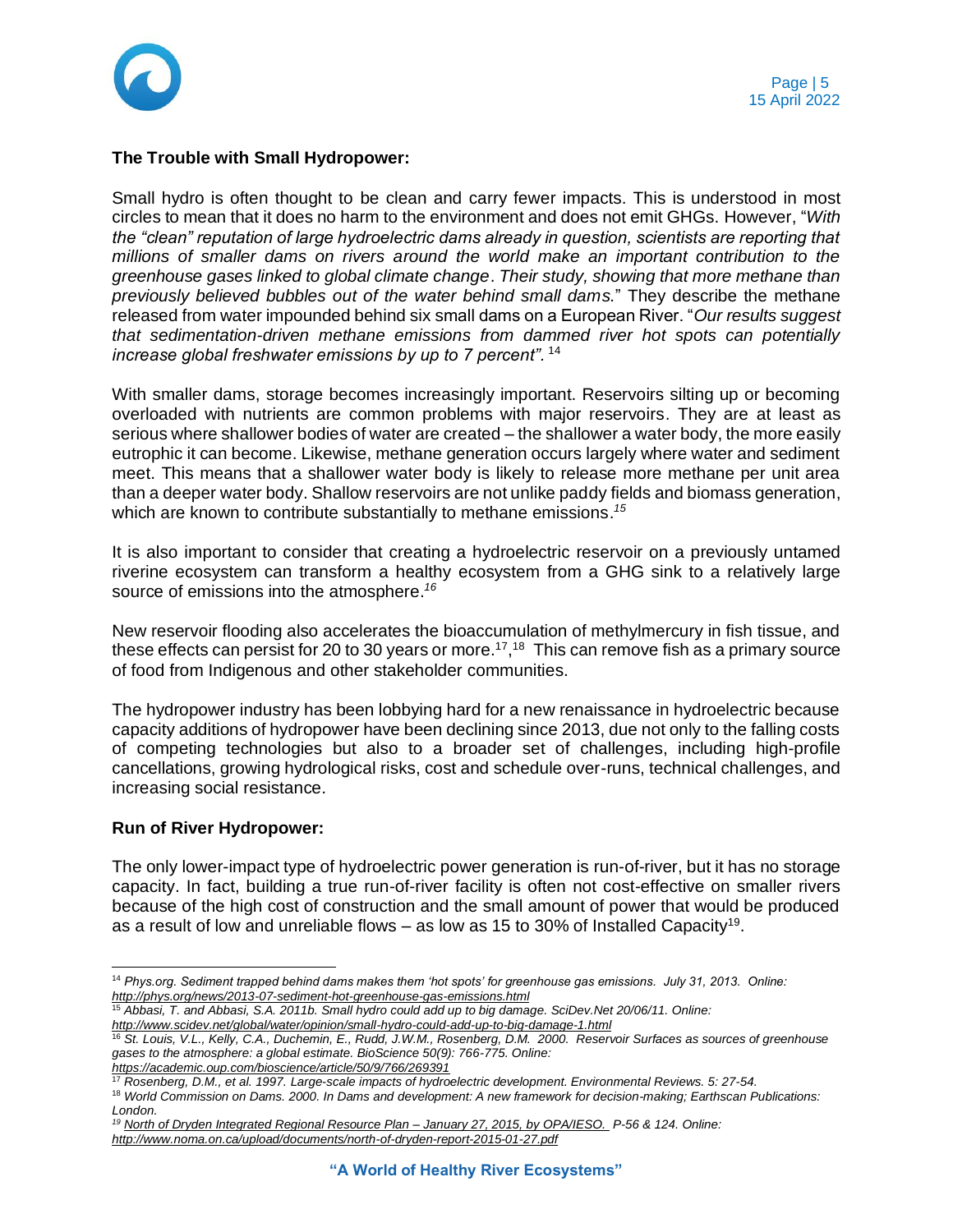**The Trouble with Small Hydropower:**

Small hydro is often thought to be clean and carry fewer impacts. This is understood in most circles to mean that it does no harm to the environment and does not emit GHGs. However, "*With the "clean" reputation of large hydroelectric dams already in question, scientists are reporting that millions of smaller dams on rivers around the world make an important contribution to the greenhouse gases linked to global climate change*. *Their study, showing that more methane than previously believed bubbles out of the water behind small dams.*" They describe the methane released from water impounded behind six small dams on a European River. "*Our results suggest that sedimentation-driven methane emissions from dammed river hot spots can potentially increase global freshwater emissions by up to 7 percent".* [14]

With smaller dams, storage becomes increasingly important. Reservoirs silting up or becoming overloaded with nutrients are common problems with major reservoirs. They are at least as serious where shallower bodies of water are created – the shallower a water body, the more easily eutrophic it can become. Likewise, methane generation occurs largely where water and sediment meet. This means that a shallower water body is likely to release more methane per unit area than a deeper water body. Shallow reservoirs are not unlike paddy fields and biomass generation, which are known to contribute substantially to methane emissions.[15]

It is also important to consider that creating a hydroelectric reservoir on a previously untamed riverine ecosystem can transform a healthy ecosystem from a GHG sink to a relatively large source of emissions into the atmosphere.[16]

New reservoir flooding also accelerates the bioaccumulation of methylmercury in fish tissue, and these effects can persist for 20 to 30 years or more.[17],[18] This can remove fish as a primary source of food from Indigenous and other stakeholder communities.

The hydropower industry has been lobbying hard for a new renaissance in hydroelectric because capacity additions of hydropower have been declining since 2013, due not only to the falling costs of competing technologies but also to a broader set of challenges, including high-profile cancellations, growing hydrological risks, cost and schedule over-runs, technical challenges, and increasing social resistance.

**Run of River Hydropower:**

The only lower-impact type of hydroelectric power generation is run-of-river, but it has no storage capacity. In fact, building a true run-of-river facility is often not cost-effective on smaller rivers because of the high cost of construction and the small amount of power that would be produced as a result of low and unreliable flows – as low as 15 to 30% of Installed Capacity[19].

---

[14] *Phys.org. Sediment trapped behind dams makes them 'hot spots' for greenhouse gas emissions. July 31, 2013. Online: http://phys.org/news/2013-07-sediment-hot-greenhouse-gas-emissions.html*

[15] *Abbasi, T. and Abbasi, S.A. 2011b. Small hydro could add up to big damage. SciDev.Net 20/06/11. Online: http://www.scidev.net/global/water/opinion/small-hydro-could-add-up-to-big-damage-1.html*

[16] *St. Louis, V.L., Kelly, C.A., Duchemin, E., Rudd, J.W.M., Rosenberg, D.M. 2000. Reservoir Surfaces as sources of greenhouse gases to the atmosphere: a global estimate. BioScience 50(9): 766-775. Online: https://academic.oup.com/bioscience/article/50/9/766/269391*

[17] *Rosenberg, D.M., et al. 1997. Large-scale impacts of hydroelectric development. Environmental Reviews. 5: 27-54.*

[18] *World Commission on Dams. 2000. In Dams and development: A new framework for decision-making; Earthscan Publications: London.*

[19] *North of Dryden Integrated Regional Resource Plan – January 27, 2015, by OPA/IESO. P-56 & 124. Online: http://www.noma.on.ca/upload/documents/north-of-dryden-report-2015-01-27.pdf*

**"A World of Healthy River Ecosystems"**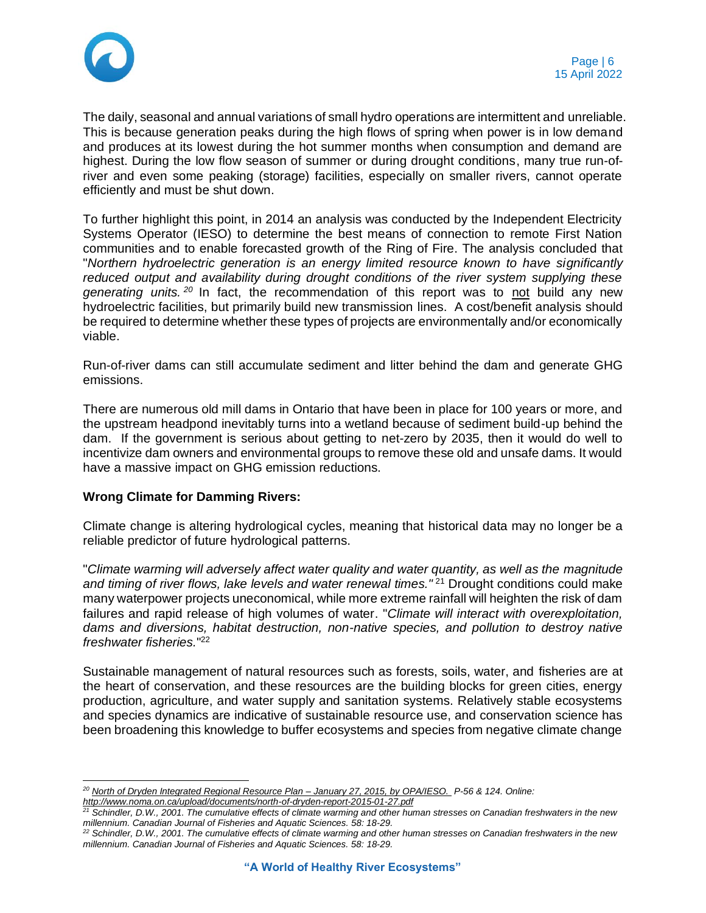The daily, seasonal and annual variations of small hydro operations are intermittent and unreliable. This is because generation peaks during the high flows of spring when power is in low demand and produces at its lowest during the hot summer months when consumption and demand are highest. During the low flow season of summer or during drought conditions, many true run-of-river and even some peaking (storage) facilities, especially on smaller rivers, cannot operate efficiently and must be shut down.

To further highlight this point, in 2014 an analysis was conducted by the Independent Electricity Systems Operator (IESO) to determine the best means of connection to remote First Nation communities and to enable forecasted growth of the Ring of Fire. The analysis concluded that "*Northern hydroelectric generation is an energy limited resource known to have significantly reduced output and availability during drought conditions of the river system supplying these generating units.*[20] In fact, the recommendation of this report was to not build any new hydroelectric facilities, but primarily build new transmission lines. A cost/benefit analysis should be required to determine whether these types of projects are environmentally and/or economically viable.

Run-of-river dams can still accumulate sediment and litter behind the dam and generate GHG emissions.

There are numerous old mill dams in Ontario that have been in place for 100 years or more, and the upstream headpond inevitably turns into a wetland because of sediment build-up behind the dam. If the government is serious about getting to net-zero by 2035, then it would do well to incentivize dam owners and environmental groups to remove these old and unsafe dams. It would have a massive impact on GHG emission reductions.

**Wrong Climate for Damming Rivers:**

Climate change is altering hydrological cycles, meaning that historical data may no longer be a reliable predictor of future hydrological patterns.

"*Climate warming will adversely affect water quality and water quantity, as well as the magnitude and timing of river flows, lake levels and water renewal times.*"[21] Drought conditions could make many waterpower projects uneconomical, while more extreme rainfall will heighten the risk of dam failures and rapid release of high volumes of water. "*Climate will interact with overexploitation, dams and diversions, habitat destruction, non-native species, and pollution to destroy native freshwater fisheries.*"[22]

Sustainable management of natural resources such as forests, soils, water, and fisheries are at the heart of conservation, and these resources are the building blocks for green cities, energy production, agriculture, and water supply and sanitation systems. Relatively stable ecosystems and species dynamics are indicative of sustainable resource use, and conservation science has been broadening this knowledge to buffer ecosystems and species from negative climate change

---

[20] *North of Dryden Integrated Regional Resource Plan – January 27, 2015, by OPA/IESO. P-56 & 124. Online: http://www.noma.on.ca/upload/documents/north-of-dryden-report-2015-01-27.pdf*

[21] *Schindler, D.W., 2001. The cumulative effects of climate warming and other human stresses on Canadian freshwaters in the new millennium. Canadian Journal of Fisheries and Aquatic Sciences. 58: 18-29.*

[22] *Schindler, D.W., 2001. The cumulative effects of climate warming and other human stresses on Canadian freshwaters in the new millennium. Canadian Journal of Fisheries and Aquatic Sciences. 58: 18-29.*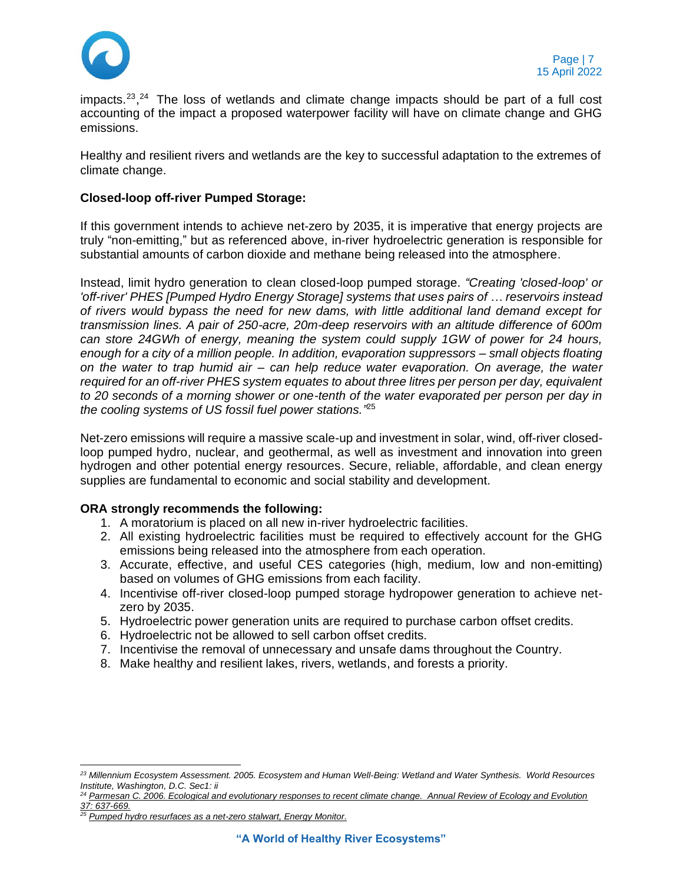impacts.[23],[24] The loss of wetlands and climate change impacts should be part of a full cost accounting of the impact a proposed waterpower facility will have on climate change and GHG emissions.

Healthy and resilient rivers and wetlands are the key to successful adaptation to the extremes of climate change.

**Closed-loop off-river Pumped Storage:**

If this government intends to achieve net-zero by 2035, it is imperative that energy projects are truly "non-emitting," but as referenced above, in-river hydroelectric generation is responsible for substantial amounts of carbon dioxide and methane being released into the atmosphere.

Instead, limit hydro generation to clean closed-loop pumped storage. *"Creating 'closed-loop' or 'off-river' PHES [Pumped Hydro Energy Storage] systems that uses pairs of … reservoirs instead of rivers would bypass the need for new dams, with little additional land demand except for transmission lines. A pair of 250-acre, 20m-deep reservoirs with an altitude difference of 600m can store 24GWh of energy, meaning the system could supply 1GW of power for 24 hours, enough for a city of a million people. In addition, evaporation suppressors – small objects floating on the water to trap humid air – can help reduce water evaporation. On average, the water required for an off-river PHES system equates to about three litres per person per day, equivalent to 20 seconds of a morning shower or one-tenth of the water evaporated per person per day in the cooling systems of US fossil fuel power stations."*[25]

Net-zero emissions will require a massive scale-up and investment in solar, wind, off-river closed-loop pumped hydro, nuclear, and geothermal, as well as investment and innovation into green hydrogen and other potential energy resources. Secure, reliable, affordable, and clean energy supplies are fundamental to economic and social stability and development.

**ORA strongly recommends the following:**

1. A moratorium is placed on all new in-river hydroelectric facilities.
2. All existing hydroelectric facilities must be required to effectively account for the GHG emissions being released into the atmosphere from each operation.
3. Accurate, effective, and useful CES categories (high, medium, low and non-emitting) based on volumes of GHG emissions from each facility.
4. Incentivise off-river closed-loop pumped storage hydropower generation to achieve net-zero by 2035.
5. Hydroelectric power generation units are required to purchase carbon offset credits.
6. Hydroelectric not be allowed to sell carbon offset credits.
7. Incentivise the removal of unnecessary and unsafe dams throughout the Country.
8. Make healthy and resilient lakes, rivers, wetlands, and forests a priority.

---

[23] *Millennium Ecosystem Assessment. 2005. Ecosystem and Human Well-Being: Wetland and Water Synthesis. World Resources Institute, Washington, D.C. Sec1: ii*

[24] *Parmesan C. 2006. Ecological and evolutionary responses to recent climate change. Annual Review of Ecology and Evolution 37: 637-669.*

[25] *Pumped hydro resurfaces as a net-zero stalwart, Energy Monitor.*

**"A World of Healthy River Ecosystems"**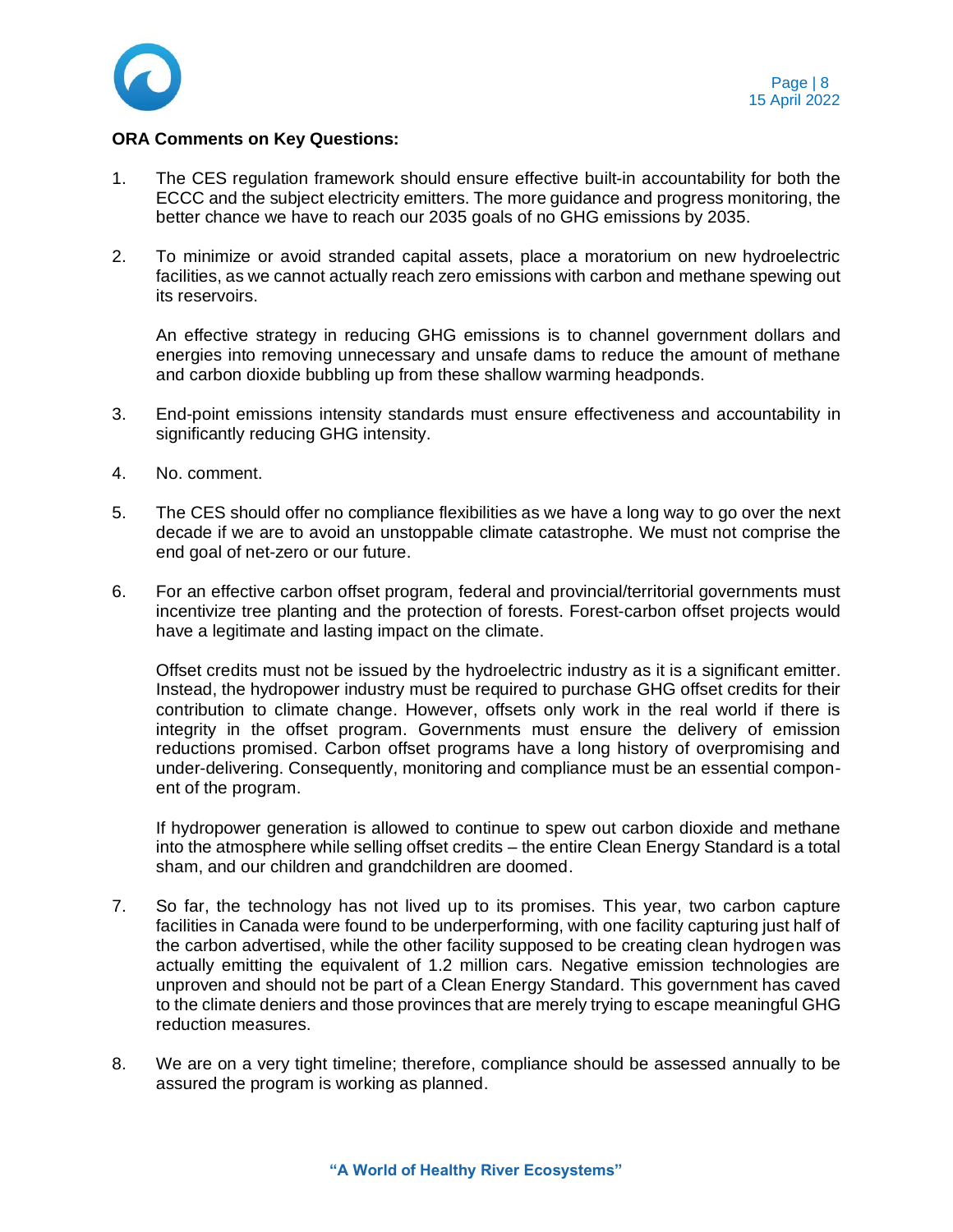**ORA Comments on Key Questions:**

1. The CES regulation framework should ensure effective built-in accountability for both the ECCC and the subject electricity emitters. The more guidance and progress monitoring, the better chance we have to reach our 2035 goals of no GHG emissions by 2035.

2. To minimize or avoid stranded capital assets, place a moratorium on new hydroelectric facilities, as we cannot actually reach zero emissions with carbon and methane spewing out its reservoirs.

   An effective strategy in reducing GHG emissions is to channel government dollars and energies into removing unnecessary and unsafe dams to reduce the amount of methane and carbon dioxide bubbling up from these shallow warming headponds.

3. End-point emissions intensity standards must ensure effectiveness and accountability in significantly reducing GHG intensity.

4. No. comment.

5. The CES should offer no compliance flexibilities as we have a long way to go over the next decade if we are to avoid an unstoppable climate catastrophe. We must not comprise the end goal of net-zero or our future.

6. For an effective carbon offset program, federal and provincial/territorial governments must incentivize tree planting and the protection of forests. Forest-carbon offset projects would have a legitimate and lasting impact on the climate.

   Offset credits must not be issued by the hydroelectric industry as it is a significant emitter. Instead, the hydropower industry must be required to purchase GHG offset credits for their contribution to climate change. However, offsets only work in the real world if there is integrity in the offset program. Governments must ensure the delivery of emission reductions promised. Carbon offset programs have a long history of overpromising and under-delivering. Consequently, monitoring and compliance must be an essential component of the program.

   If hydropower generation is allowed to continue to spew out carbon dioxide and methane into the atmosphere while selling offset credits – the entire Clean Energy Standard is a total sham, and our children and grandchildren are doomed.

7. So far, the technology has not lived up to its promises. This year, two carbon capture facilities in Canada were found to be underperforming, with one facility capturing just half of the carbon advertised, while the other facility supposed to be creating clean hydrogen was actually emitting the equivalent of 1.2 million cars. Negative emission technologies are unproven and should not be part of a Clean Energy Standard. This government has caved to the climate deniers and those provinces that are merely trying to escape meaningful GHG reduction measures.

8. We are on a very tight timeline; therefore, compliance should be assessed annually to be assured the program is working as planned.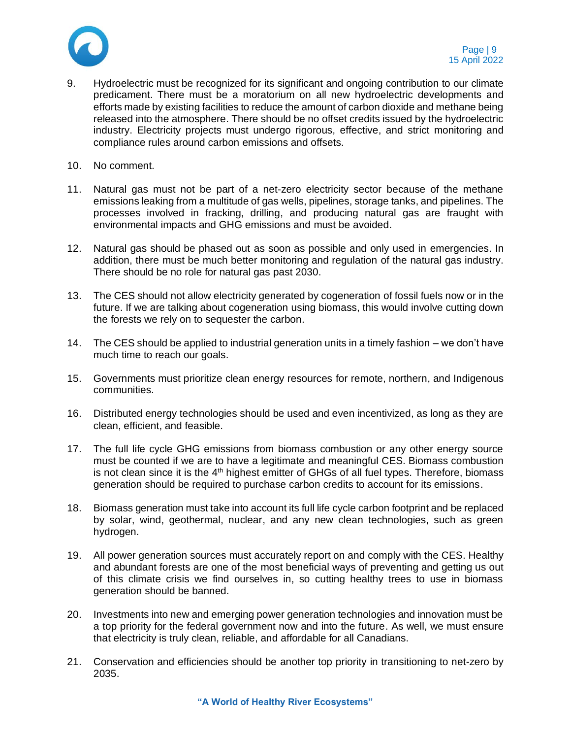9. Hydroelectric must be recognized for its significant and ongoing contribution to our climate predicament. There must be a moratorium on all new hydroelectric developments and efforts made by existing facilities to reduce the amount of carbon dioxide and methane being released into the atmosphere. There should be no offset credits issued by the hydroelectric industry. Electricity projects must undergo rigorous, effective, and strict monitoring and compliance rules around carbon emissions and offsets.

10. No comment.

11. Natural gas must not be part of a net-zero electricity sector because of the methane emissions leaking from a multitude of gas wells, pipelines, storage tanks, and pipelines. The processes involved in fracking, drilling, and producing natural gas are fraught with environmental impacts and GHG emissions and must be avoided.

12. Natural gas should be phased out as soon as possible and only used in emergencies. In addition, there must be much better monitoring and regulation of the natural gas industry. There should be no role for natural gas past 2030.

13. The CES should not allow electricity generated by cogeneration of fossil fuels now or in the future. If we are talking about cogeneration using biomass, this would involve cutting down the forests we rely on to sequester the carbon.

14. The CES should be applied to industrial generation units in a timely fashion – we don't have much time to reach our goals.

15. Governments must prioritize clean energy resources for remote, northern, and Indigenous communities.

16. Distributed energy technologies should be used and even incentivized, as long as they are clean, efficient, and feasible.

17. The full life cycle GHG emissions from biomass combustion or any other energy source must be counted if we are to have a legitimate and meaningful CES. Biomass combustion is not clean since it is the 4th highest emitter of GHGs of all fuel types. Therefore, biomass generation should be required to purchase carbon credits to account for its emissions.

18. Biomass generation must take into account its full life cycle carbon footprint and be replaced by solar, wind, geothermal, nuclear, and any new clean technologies, such as green hydrogen.

19. All power generation sources must accurately report on and comply with the CES. Healthy and abundant forests are one of the most beneficial ways of preventing and getting us out of this climate crisis we find ourselves in, so cutting healthy trees to use in biomass generation should be banned.

20. Investments into new and emerging power generation technologies and innovation must be a top priority for the federal government now and into the future. As well, we must ensure that electricity is truly clean, reliable, and affordable for all Canadians.

21. Conservation and efficiencies should be another top priority in transitioning to net-zero by 2035.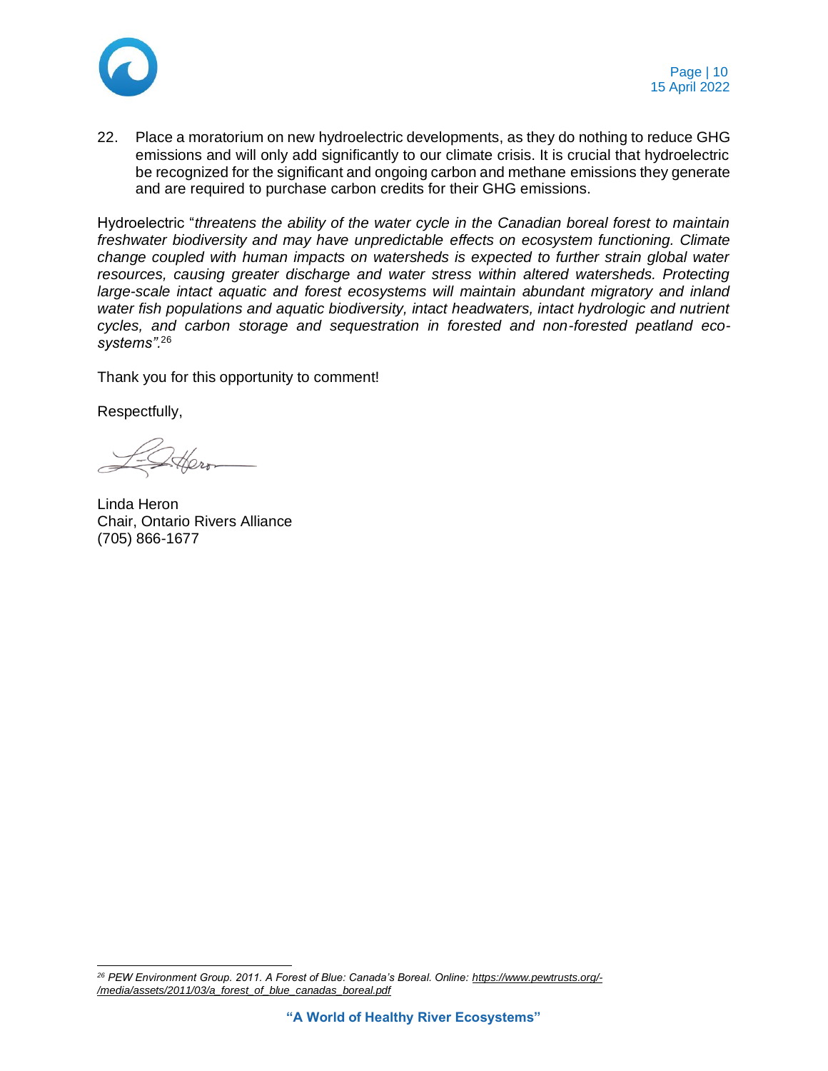22. Place a moratorium on new hydroelectric developments, as they do nothing to reduce GHG emissions and will only add significantly to our climate crisis. It is crucial that hydroelectric be recognized for the significant and ongoing carbon and methane emissions they generate and are required to purchase carbon credits for their GHG emissions.

Hydroelectric "*threatens the ability of the water cycle in the Canadian boreal forest to maintain freshwater biodiversity and may have unpredictable effects on ecosystem functioning. Climate change coupled with human impacts on watersheds is expected to further strain global water resources, causing greater discharge and water stress within altered watersheds. Protecting large-scale intact aquatic and forest ecosystems will maintain abundant migratory and inland water fish populations and aquatic biodiversity, intact headwaters, intact hydrologic and nutrient cycles, and carbon storage and sequestration in forested and non-forested peatland eco-systems".*[26]

Thank you for this opportunity to comment!

Respectfully,

Linda Heron
Chair, Ontario Rivers Alliance
(705) 866-1677

---

[26] *PEW Environment Group. 2011. A Forest of Blue: Canada's Boreal. Online: https://www.pewtrusts.org/-/media/assets/2011/03/a_forest_of_blue_canadas_boreal.pdf*